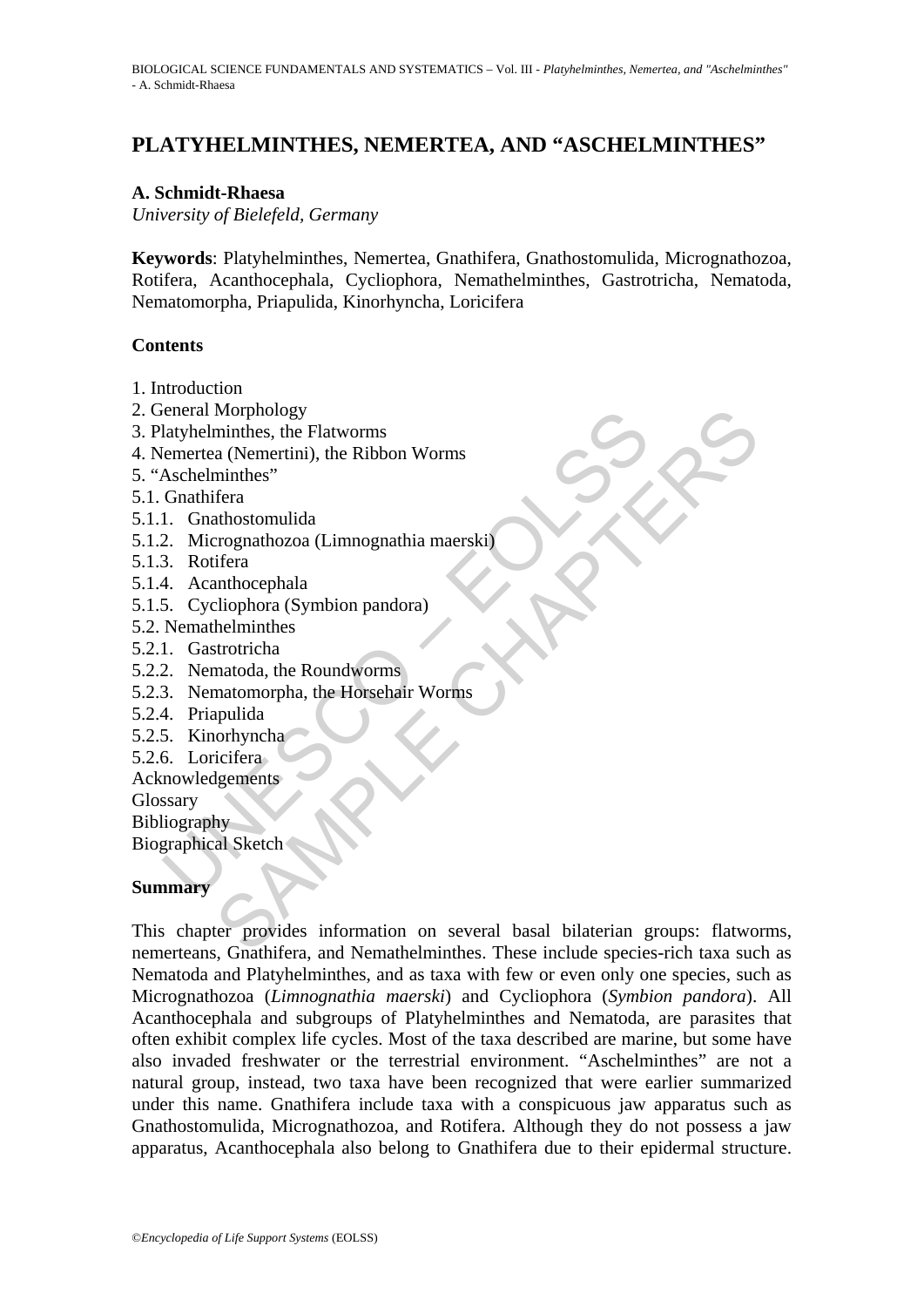# PLATYHELMINTHES, NEMERTEA, AND "ASCHELMINTHES"

**A. Schmidt-Rhaesa**
*University of Bielefeld, Germany*

**Keywords**: Platyhelminthes, Nemertea, Gnathifera, Gnathostomulida, Micrognathozoa, Rotifera, Acanthocephala, Cycliophora, Nemathelminthes, Gastrotricha, Nematoda, Nematomorpha, Priapulida, Kinorhyncha, Loricifera

## Contents

1. Introduction
2. General Morphology
3. Platyhelminthes, the Flatworms
4. Nemertea (Nemertini), the Ribbon Worms
5. "Aschelminthes"
5.1. Gnathifera
5.1.1. Gnathostomulida
5.1.2. Micrognathozoa (Limnognathia maerski)
5.1.3. Rotifera
5.1.4. Acanthocephala
5.1.5. Cycliophora (Symbion pandora)
5.2. Nemathelminthes
5.2.1. Gastrotricha
5.2.2. Nematoda, the Roundworms
5.2.3. Nematomorpha, the Horsehair Worms
5.2.4. Priapulida
5.2.5. Kinorhyncha
5.2.6. Loricifera

Acknowledgements
Glossary
Bibliography
Biographical Sketch

## Summary

This chapter provides information on several basal bilaterian groups: flatworms, nemerteans, Gnathifera, and Nemathelminthes. These include species-rich taxa such as Nematoda and Platyhelminthes, and as taxa with few or even only one species, such as Micrognathozoa (*Limnognathia maerski*) and Cycliophora (*Symbion pandora*). All Acanthocephala and subgroups of Platyhelminthes and Nematoda, are parasites that often exhibit complex life cycles. Most of the taxa described are marine, but some have also invaded freshwater or the terrestrial environment. "Aschelminthes" are not a natural group, instead, two taxa have been recognized that were earlier summarized under this name. Gnathifera include taxa with a conspicuous jaw apparatus such as Gnathostomulida, Micrognathozoa, and Rotifera. Although they do not possess a jaw apparatus, Acanthocephala also belong to Gnathifera due to their epidermal structure.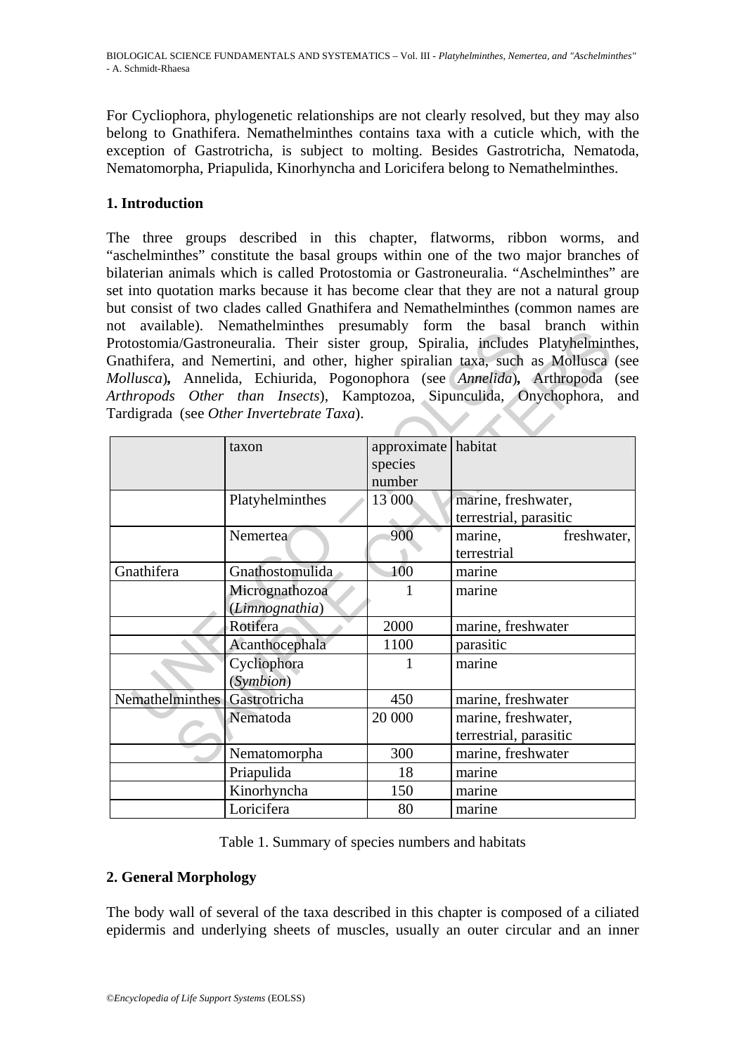For Cycliophora, phylogenetic relationships are not clearly resolved, but they may also belong to Gnathifera. Nemathelminthes contains taxa with a cuticle which, with the exception of Gastrotricha, is subject to molting. Besides Gastrotricha, Nematoda, Nematomorpha, Priapulida, Kinorhyncha and Loricifera belong to Nemathelminthes.

## 1. Introduction

The three groups described in this chapter, flatworms, ribbon worms, and "aschelminthes" constitute the basal groups within one of the two major branches of bilaterian animals which is called Protostomia or Gastroneuralia. "Aschelminthes" are set into quotation marks because it has become clear that they are not a natural group but consist of two clades called Gnathifera and Nemathelminthes (common names are not available). Nemathelminthes presumably form the basal branch within Protostomia/Gastroneuralia. Their sister group, Spiralia, includes Platyhelminthes, Gnathifera, and Nemertini, and other, higher spiralian taxa, such as Mollusca (see *Mollusca*), Annelida, Echiurida, Pogonophora (see *Annelida*), Arthropoda (see *Arthropods Other than Insects*), Kamptozoa, Sipunculida, Onychophora, and Tardigrada (see *Other Invertebrate Taxa*).

| | taxon | approximate species number | habitat |
|---|---|---|---|
| | Platyhelminthes | 13 000 | marine, freshwater, terrestrial, parasitic |
| | Nemertea | 900 | marine, freshwater, terrestrial |
| Gnathifera | Gnathostomulida | 100 | marine |
| | Micrognathozoa (*Limnognathia*) | 1 | marine |
| | Rotifera | 2000 | marine, freshwater |
| | Acanthocephala | 1100 | parasitic |
| | Cycliophora (*Symbion*) | 1 | marine |
| Nemathelminthes | Gastrotricha | 450 | marine, freshwater |
| | Nematoda | 20 000 | marine, freshwater, terrestrial, parasitic |
| | Nematomorpha | 300 | marine, freshwater |
| | Priapulida | 18 | marine |
| | Kinorhyncha | 150 | marine |
| | Loricifera | 80 | marine |

Table 1. Summary of species numbers and habitats

## 2. General Morphology

The body wall of several of the taxa described in this chapter is composed of a ciliated epidermis and underlying sheets of muscles, usually an outer circular and an inner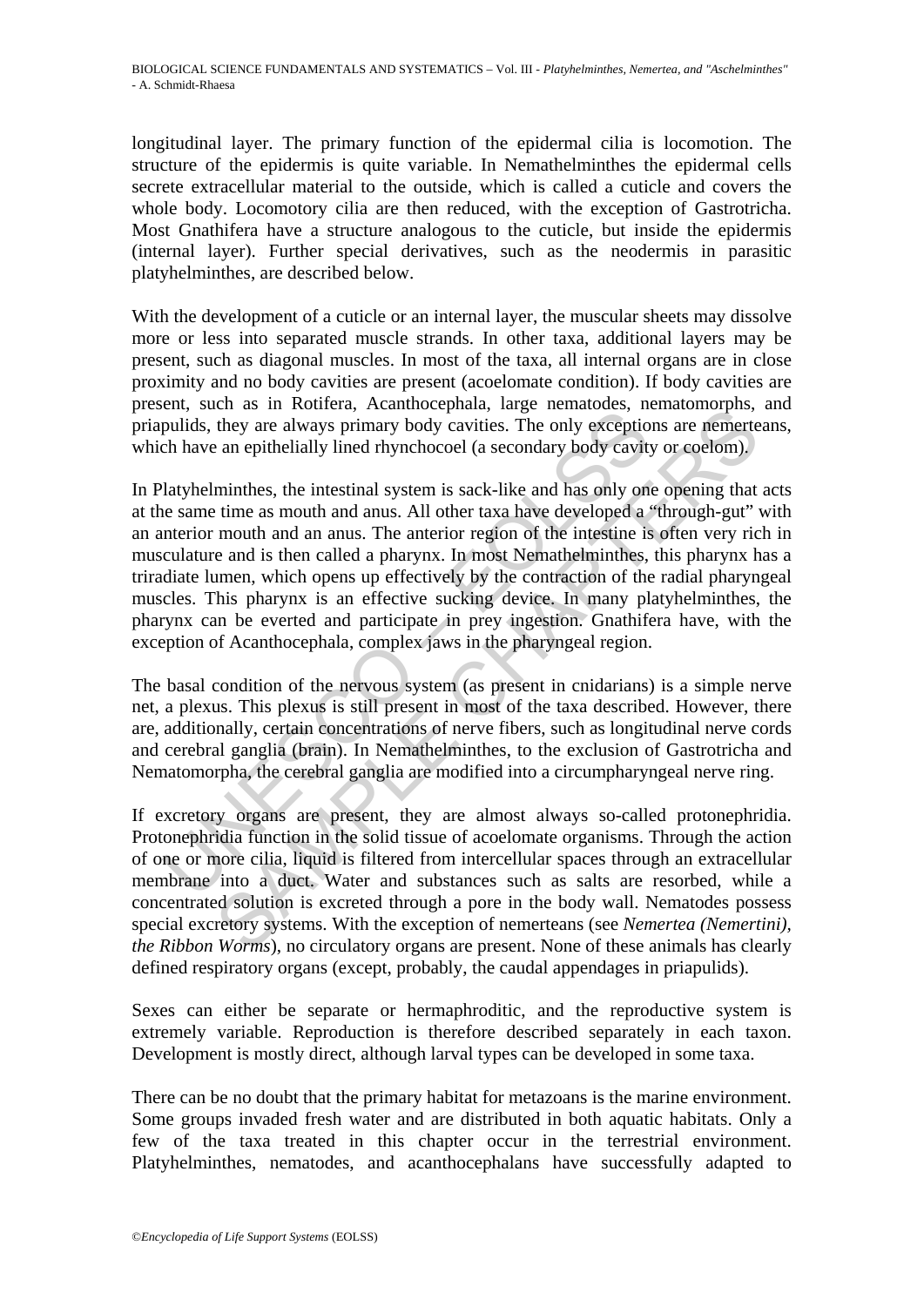longitudinal layer. The primary function of the epidermal cilia is locomotion. The structure of the epidermis is quite variable. In Nemathelminthes the epidermal cells secrete extracellular material to the outside, which is called a cuticle and covers the whole body. Locomotory cilia are then reduced, with the exception of Gastrotricha. Most Gnathifera have a structure analogous to the cuticle, but inside the epidermis (internal layer). Further special derivatives, such as the neodermis in parasitic platyhelminthes, are described below.

With the development of a cuticle or an internal layer, the muscular sheets may dissolve more or less into separated muscle strands. In other taxa, additional layers may be present, such as diagonal muscles. In most of the taxa, all internal organs are in close proximity and no body cavities are present (acoelomate condition). If body cavities are present, such as in Rotifera, Acanthocephala, large nematodes, nematomorphs, and priapulids, they are always primary body cavities. The only exceptions are nemerteans, which have an epithelially lined rhynchocoel (a secondary body cavity or coelom).

In Platyhelminthes, the intestinal system is sack-like and has only one opening that acts at the same time as mouth and anus. All other taxa have developed a "through-gut" with an anterior mouth and an anus. The anterior region of the intestine is often very rich in musculature and is then called a pharynx. In most Nemathelminthes, this pharynx has a triradiate lumen, which opens up effectively by the contraction of the radial pharyngeal muscles. This pharynx is an effective sucking device. In many platyhelminthes, the pharynx can be everted and participate in prey ingestion. Gnathifera have, with the exception of Acanthocephala, complex jaws in the pharyngeal region.

The basal condition of the nervous system (as present in cnidarians) is a simple nerve net, a plexus. This plexus is still present in most of the taxa described. However, there are, additionally, certain concentrations of nerve fibers, such as longitudinal nerve cords and cerebral ganglia (brain). In Nemathelminthes, to the exclusion of Gastrotricha and Nematomorpha, the cerebral ganglia are modified into a circumpharyngeal nerve ring.

If excretory organs are present, they are almost always so-called protonephridia. Protonephridia function in the solid tissue of acoelomate organisms. Through the action of one or more cilia, liquid is filtered from intercellular spaces through an extracellular membrane into a duct. Water and substances such as salts are resorbed, while a concentrated solution is excreted through a pore in the body wall. Nematodes possess special excretory systems. With the exception of nemerteans (see *Nemertea (Nemertini), the Ribbon Worms*), no circulatory organs are present. None of these animals has clearly defined respiratory organs (except, probably, the caudal appendages in priapulids).

Sexes can either be separate or hermaphroditic, and the reproductive system is extremely variable. Reproduction is therefore described separately in each taxon. Development is mostly direct, although larval types can be developed in some taxa.

There can be no doubt that the primary habitat for metazoans is the marine environment. Some groups invaded fresh water and are distributed in both aquatic habitats. Only a few of the taxa treated in this chapter occur in the terrestrial environment. Platyhelminthes, nematodes, and acanthocephalans have successfully adapted to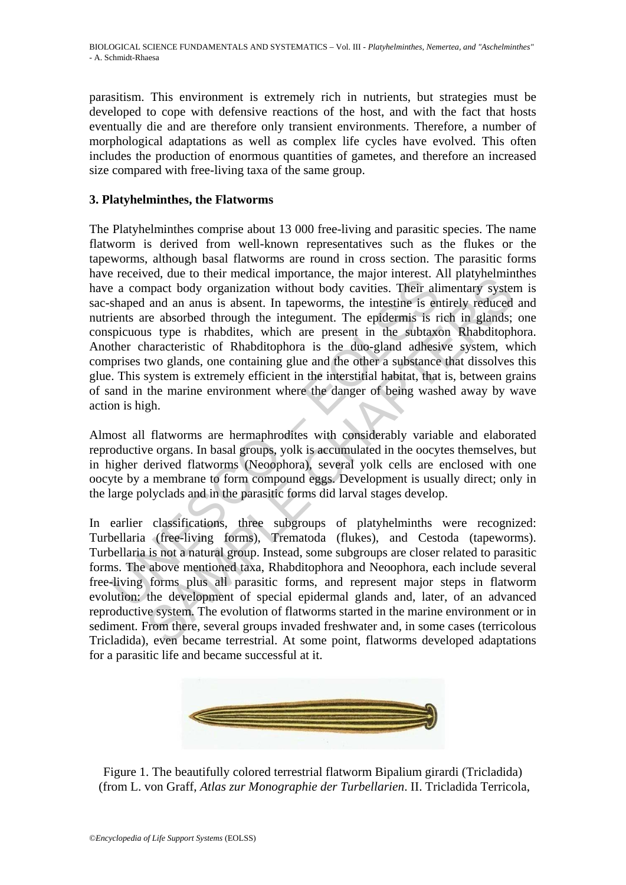parasitism. This environment is extremely rich in nutrients, but strategies must be developed to cope with defensive reactions of the host, and with the fact that hosts eventually die and are therefore only transient environments. Therefore, a number of morphological adaptations as well as complex life cycles have evolved. This often includes the production of enormous quantities of gametes, and therefore an increased size compared with free-living taxa of the same group.

## 3. Platyhelminthes, the Flatworms

The Platyhelminthes comprise about 13 000 free-living and parasitic species. The name flatworm is derived from well-known representatives such as the flukes or the tapeworms, although basal flatworms are round in cross section. The parasitic forms have received, due to their medical importance, the major interest. All platyhelminthes have a compact body organization without body cavities. Their alimentary system is sac-shaped and an anus is absent. In tapeworms, the intestine is entirely reduced and nutrients are absorbed through the integument. The epidermis is rich in glands; one conspicuous type is rhabdites, which are present in the subtaxon Rhabditophora. Another characteristic of Rhabditophora is the duo-gland adhesive system, which comprises two glands, one containing glue and the other a substance that dissolves this glue. This system is extremely efficient in the interstitial habitat, that is, between grains of sand in the marine environment where the danger of being washed away by wave action is high.

Almost all flatworms are hermaphrodites with considerably variable and elaborated reproductive organs. In basal groups, yolk is accumulated in the oocytes themselves, but in higher derived flatworms (Neoophora), several yolk cells are enclosed with one oocyte by a membrane to form compound eggs. Development is usually direct; only in the large polyclads and in the parasitic forms did larval stages develop.

In earlier classifications, three subgroups of platyhelminths were recognized: Turbellaria (free-living forms), Trematoda (flukes), and Cestoda (tapeworms). Turbellaria is not a natural group. Instead, some subgroups are closer related to parasitic forms. The above mentioned taxa, Rhabditophora and Neoophora, each include several free-living forms plus all parasitic forms, and represent major steps in flatworm evolution: the development of special epidermal glands and, later, of an advanced reproductive system. The evolution of flatworms started in the marine environment or in sediment. From there, several groups invaded freshwater and, in some cases (terricolous Tricladida), even became terrestrial. At some point, flatworms developed adaptations for a parasitic life and became successful at it.

Figure 1. The beautifully colored terrestrial flatworm Bipalium girardi (Tricladida) (from L. von Graff, *Atlas zur Monographie der Turbellarien*. II. Tricladida Terricola,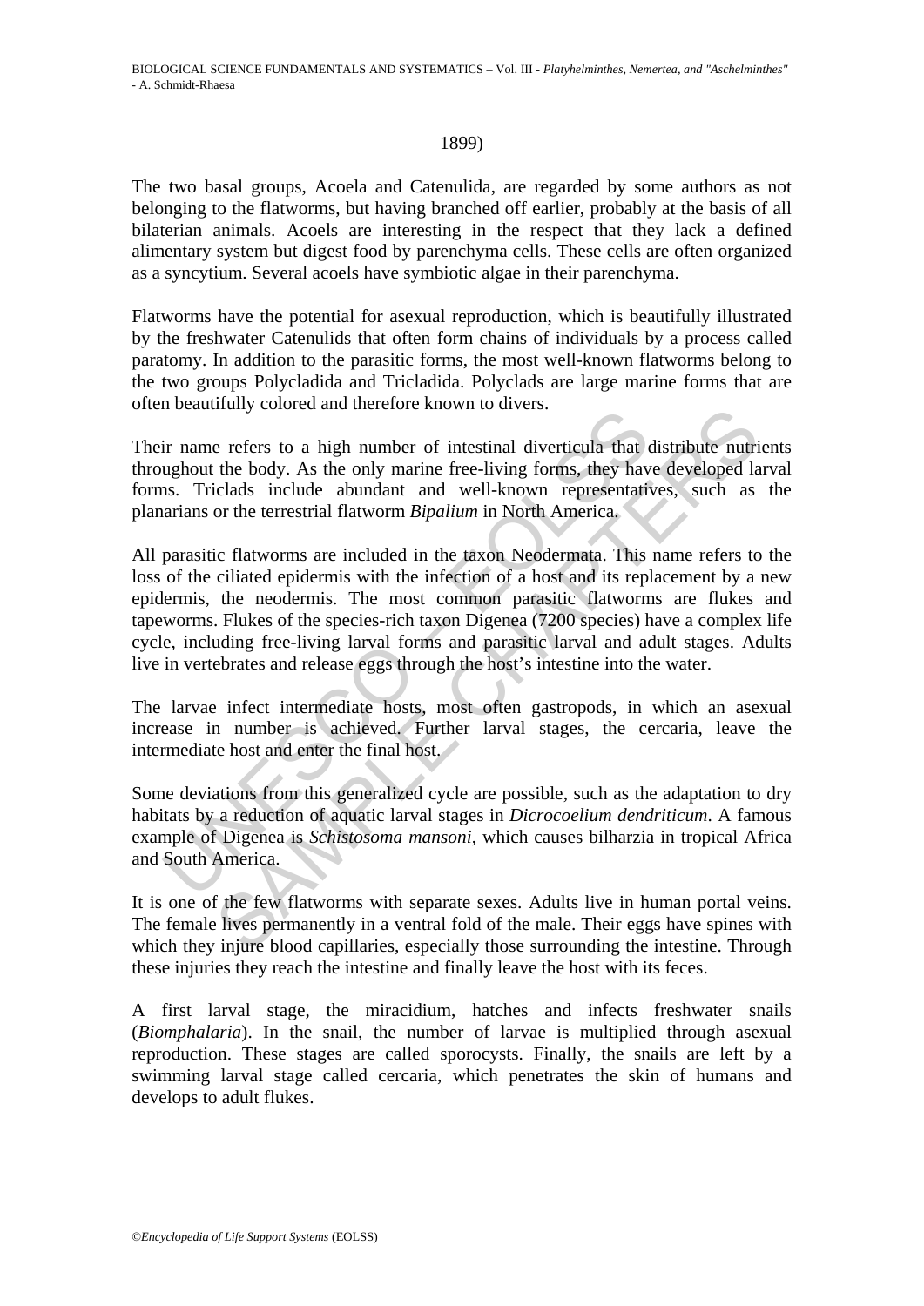1899)

The two basal groups, Acoela and Catenulida, are regarded by some authors as not belonging to the flatworms, but having branched off earlier, probably at the basis of all bilaterian animals. Acoels are interesting in the respect that they lack a defined alimentary system but digest food by parenchyma cells. These cells are often organized as a syncytium. Several acoels have symbiotic algae in their parenchyma.

Flatworms have the potential for asexual reproduction, which is beautifully illustrated by the freshwater Catenulids that often form chains of individuals by a process called paratomy. In addition to the parasitic forms, the most well-known flatworms belong to the two groups Polycladida and Tricladida. Polyclads are large marine forms that are often beautifully colored and therefore known to divers.

Their name refers to a high number of intestinal diverticula that distribute nutrients throughout the body. As the only marine free-living forms, they have developed larval forms. Triclads include abundant and well-known representatives, such as the planarians or the terrestrial flatworm *Bipalium* in North America.

All parasitic flatworms are included in the taxon Neodermata. This name refers to the loss of the ciliated epidermis with the infection of a host and its replacement by a new epidermis, the neodermis. The most common parasitic flatworms are flukes and tapeworms. Flukes of the species-rich taxon Digenea (7200 species) have a complex life cycle, including free-living larval forms and parasitic larval and adult stages. Adults live in vertebrates and release eggs through the host's intestine into the water.

The larvae infect intermediate hosts, most often gastropods, in which an asexual increase in number is achieved. Further larval stages, the cercaria, leave the intermediate host and enter the final host.

Some deviations from this generalized cycle are possible, such as the adaptation to dry habitats by a reduction of aquatic larval stages in *Dicrocoelium dendriticum*. A famous example of Digenea is *Schistosoma mansoni*, which causes bilharzia in tropical Africa and South America.

It is one of the few flatworms with separate sexes. Adults live in human portal veins. The female lives permanently in a ventral fold of the male. Their eggs have spines with which they injure blood capillaries, especially those surrounding the intestine. Through these injuries they reach the intestine and finally leave the host with its feces.

A first larval stage, the miracidium, hatches and infects freshwater snails (*Biomphalaria*). In the snail, the number of larvae is multiplied through asexual reproduction. These stages are called sporocysts. Finally, the snails are left by a swimming larval stage called cercaria, which penetrates the skin of humans and develops to adult flukes.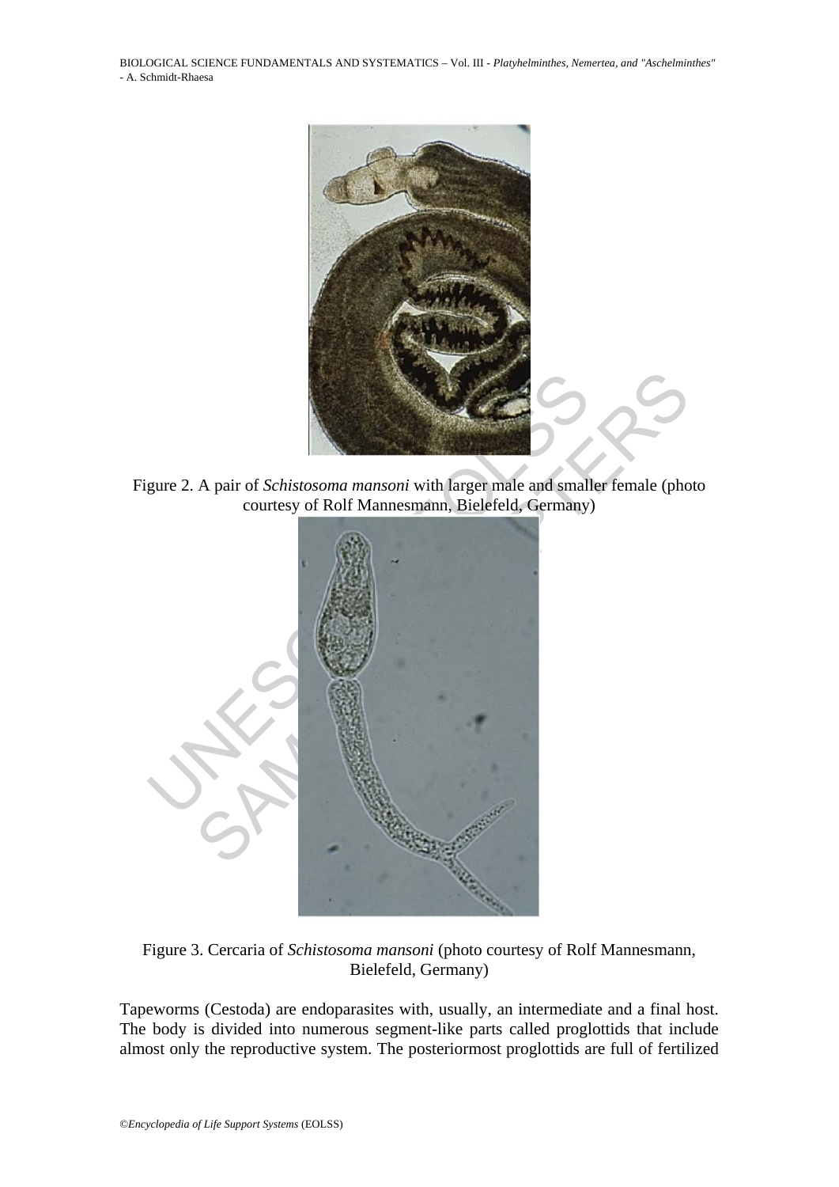Figure 2. A pair of *Schistosoma mansoni* with larger male and smaller female (photo courtesy of Rolf Mannesmann, Bielefeld, Germany)

Figure 3. Cercaria of *Schistosoma mansoni* (photo courtesy of Rolf Mannesmann, Bielefeld, Germany)

Tapeworms (Cestoda) are endoparasites with, usually, an intermediate and a final host. The body is divided into numerous segment-like parts called proglottids that include almost only the reproductive system. The posteriormost proglottids are full of fertilized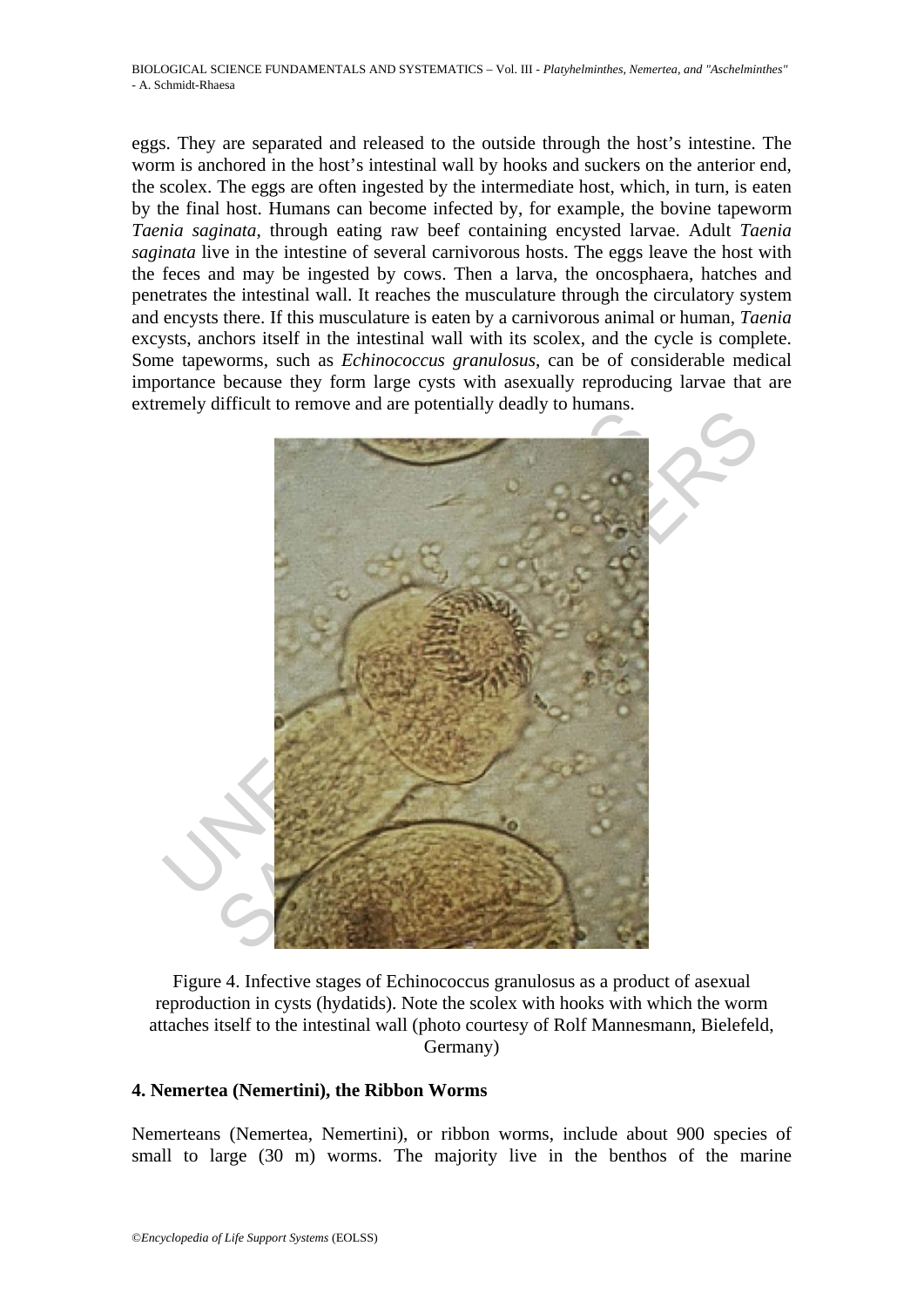eggs. They are separated and released to the outside through the host's intestine. The worm is anchored in the host's intestinal wall by hooks and suckers on the anterior end, the scolex. The eggs are often ingested by the intermediate host, which, in turn, is eaten by the final host. Humans can become infected by, for example, the bovine tapeworm *Taenia saginata*, through eating raw beef containing encysted larvae. Adult *Taenia saginata* live in the intestine of several carnivorous hosts. The eggs leave the host with the feces and may be ingested by cows. Then a larva, the oncosphaera, hatches and penetrates the intestinal wall. It reaches the musculature through the circulatory system and encysts there. If this musculature is eaten by a carnivorous animal or human, *Taenia* excysts, anchors itself in the intestinal wall with its scolex, and the cycle is complete. Some tapeworms, such as *Echinococcus granulosus*, can be of considerable medical importance because they form large cysts with asexually reproducing larvae that are extremely difficult to remove and are potentially deadly to humans.

Figure 4. Infective stages of Echinococcus granulosus as a product of asexual reproduction in cysts (hydatids). Note the scolex with hooks with which the worm attaches itself to the intestinal wall (photo courtesy of Rolf Mannesmann, Bielefeld, Germany)

## 4. Nemertea (Nemertini), the Ribbon Worms

Nemerteans (Nemertea, Nemertini), or ribbon worms, include about 900 species of small to large (30 m) worms. The majority live in the benthos of the marine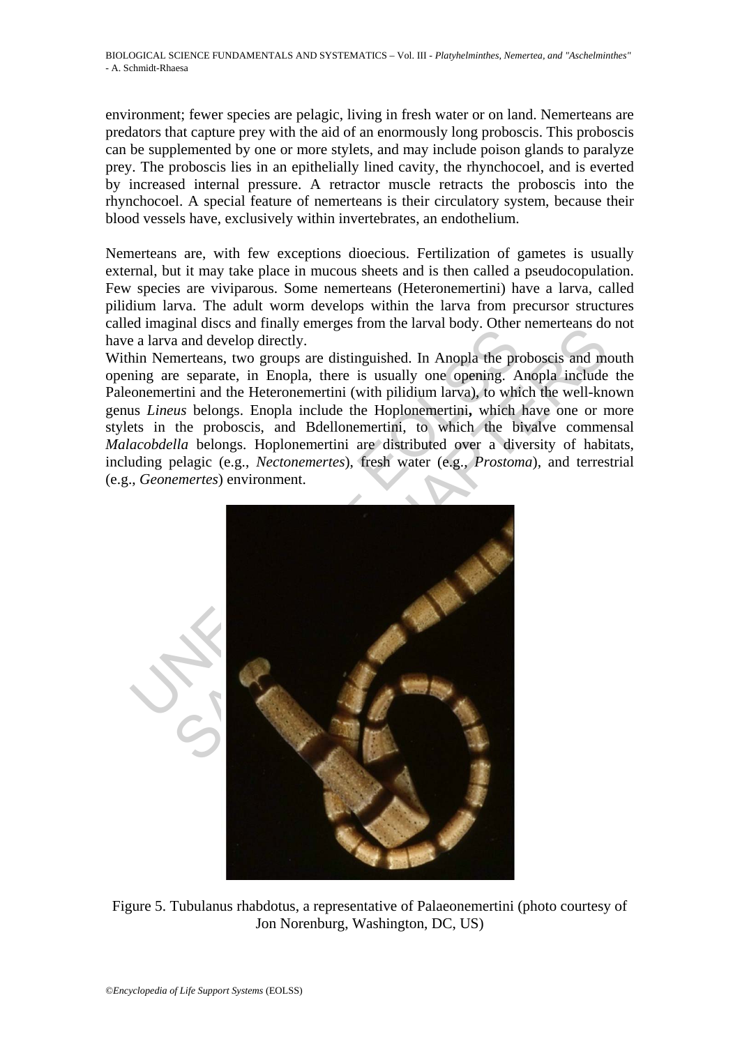environment; fewer species are pelagic, living in fresh water or on land. Nemerteans are predators that capture prey with the aid of an enormously long proboscis. This proboscis can be supplemented by one or more stylets, and may include poison glands to paralyze prey. The proboscis lies in an epithelially lined cavity, the rhynchocoel, and is everted by increased internal pressure. A retractor muscle retracts the proboscis into the rhynchocoel. A special feature of nemerteans is their circulatory system, because their blood vessels have, exclusively within invertebrates, an endothelium.

Nemerteans are, with few exceptions dioecious. Fertilization of gametes is usually external, but it may take place in mucous sheets and is then called a pseudocopulation. Few species are viviparous. Some nemerteans (Heteronemertini) have a larva, called pilidium larva. The adult worm develops within the larva from precursor structures called imaginal discs and finally emerges from the larval body. Other nemerteans do not have a larva and develop directly.

Within Nemerteans, two groups are distinguished. In Anopla the proboscis and mouth opening are separate, in Enopla, there is usually one opening. Anopla include the Paleonemertini and the Heteronemertini (with pilidium larva), to which the well-known genus *Lineus* belongs. Enopla include the Hoplonemertini**,** which have one or more stylets in the proboscis, and Bdellonemertini, to which the bivalve commensal *Malacobdella* belongs. Hoplonemertini are distributed over a diversity of habitats, including pelagic (e.g., *Nectonemertes*), fresh water (e.g., *Prostoma*), and terrestrial (e.g., *Geonemertes*) environment.

Figure 5. Tubulanus rhabdotus, a representative of Palaeonemertini (photo courtesy of Jon Norenburg, Washington, DC, US)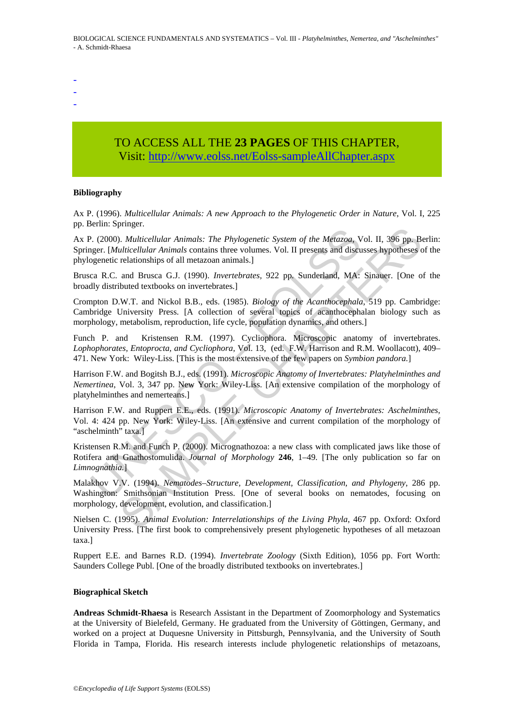-
-
-

TO ACCESS ALL THE **23 PAGES** OF THIS CHAPTER,
Visit: http://www.eolss.net/Eolss-sampleAllChapter.aspx

**Bibliography**

Ax P. (1996). *Multicellular Animals: A new Approach to the Phylogenetic Order in Nature*, Vol. I, 225 pp. Berlin: Springer.

Ax P. (2000). *Multicellular Animals: The Phylogenetic System of the Metazoa*, Vol. II, 396 pp. Berlin: Springer. [*Multicellular Animals* contains three volumes. Vol. II presents and discusses hypotheses of the phylogenetic relationships of all metazoan animals.]

Brusca R.C. and Brusca G.J. (1990). *Invertebrates*, 922 pp. Sunderland, MA: Sinauer. [One of the broadly distributed textbooks on invertebrates.]

Crompton D.W.T. and Nickol B.B., eds. (1985). *Biology of the Acanthocephala*, 519 pp. Cambridge: Cambridge University Press. [A collection of several topics of acanthocephalan biology such as morphology, metabolism, reproduction, life cycle, population dynamics, and others.]

Funch P. and Kristensen R.M. (1997). Cycliophora. Microscopic anatomy of invertebrates. *Lophophorates, Entoprocta, and Cycliophora*, Vol. 13, (ed. F.W. Harrison and R.M. Woollacott), 409–471. New York: Wiley-Liss. [This is the most extensive of the few papers on *Symbion pandora*.]

Harrison F.W. and Bogitsh B.J., eds. (1991). *Microscopic Anatomy of Invertebrates: Platyhelminthes and Nemertinea*, Vol. 3, 347 pp. New York: Wiley-Liss. [An extensive compilation of the morphology of platyhelminthes and nemerteans.]

Harrison F.W. and Ruppert E.E., eds. (1991). *Microscopic Anatomy of Invertebrates: Aschelminthes*, Vol. 4: 424 pp. New York: Wiley-Liss. [An extensive and current compilation of the morphology of "aschelminth" taxa.]

Kristensen R.M. and Funch P. (2000). Micrognathozoa: a new class with complicated jaws like those of Rotifera and Gnathostomulida. *Journal of Morphology* **246**, 1–49. [The only publication so far on *Limnognathia*.]

Malakhov V.V. (1994). *Nematodes–Structure, Development, Classification, and Phylogeny*, 286 pp. Washington: Smithsonian Institution Press. [One of several books on nematodes, focusing on morphology, development, evolution, and classification.]

Nielsen C. (1995). *Animal Evolution: Interrelationships of the Living Phyla*, 467 pp. Oxford: Oxford University Press. [The first book to comprehensively present phylogenetic hypotheses of all metazoan taxa.]

Ruppert E.E. and Barnes R.D. (1994). *Invertebrate Zoology* (Sixth Edition), 1056 pp. Fort Worth: Saunders College Publ. [One of the broadly distributed textbooks on invertebrates.]

**Biographical Sketch**

**Andreas Schmidt-Rhaesa** is Research Assistant in the Department of Zoomorphology and Systematics at the University of Bielefeld, Germany. He graduated from the University of Göttingen, Germany, and worked on a project at Duquesne University in Pittsburgh, Pennsylvania, and the University of South Florida in Tampa, Florida. His research interests include phylogenetic relationships of metazoans,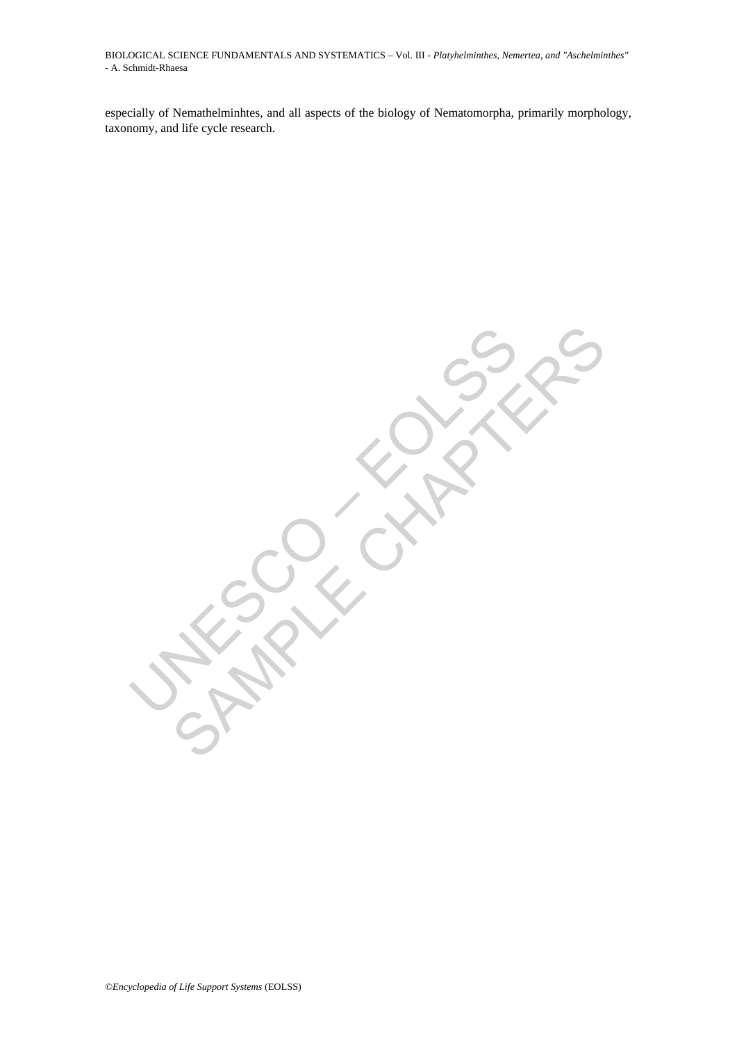especially of Nemathelminhtes, and all aspects of the biology of Nematomorpha, primarily morphology, taxonomy, and life cycle research.